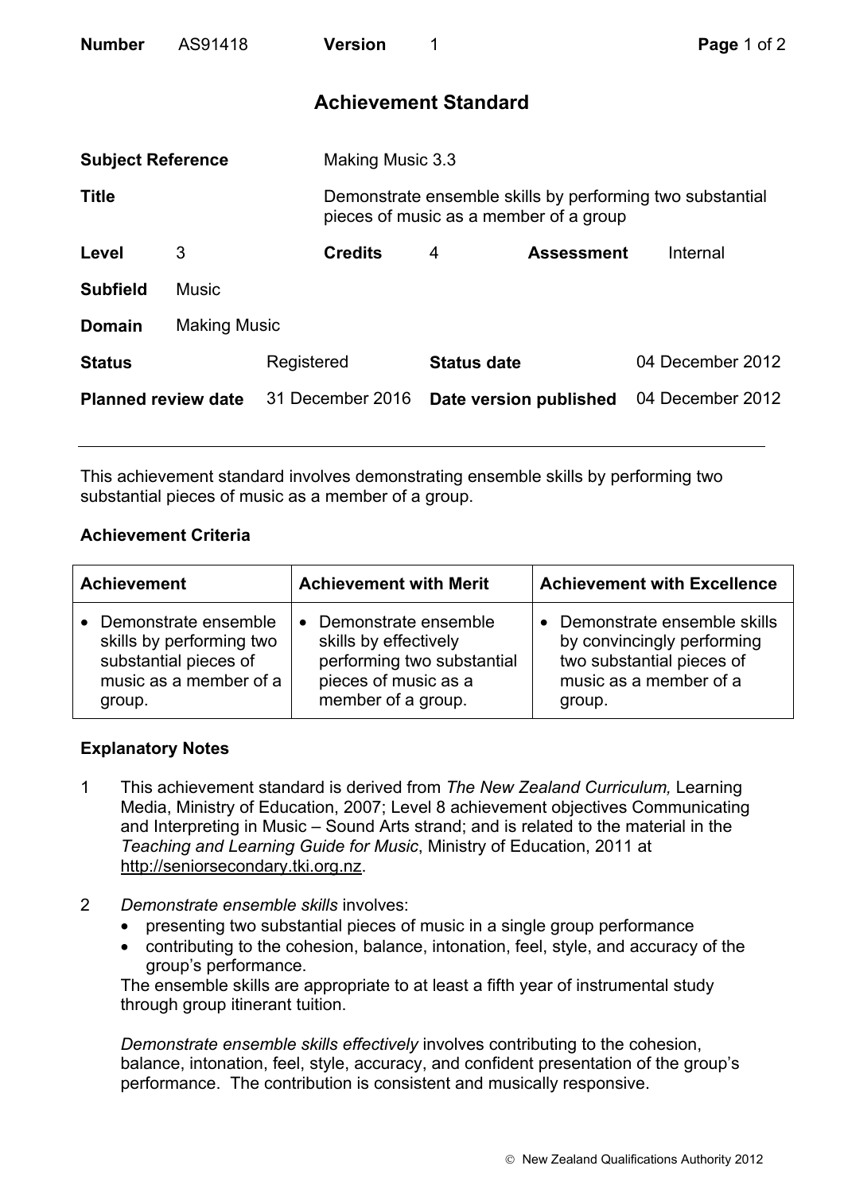| **Number** | AS91418 | **Version** | 1 |
|---|---|---|---|

## Achievement Standard

| | |
|---|---|
| **Subject Reference** | Making Music 3.3 |
| **Title** | Demonstrate ensemble skills by performing two substantial pieces of music as a member of a group |
| **Level** | 3 |
| **Credits** | 4 |
| **Assessment** | Internal |
| **Subfield** | Music |
| **Domain** | Making Music |
| **Status** | Registered |
| **Status date** | 04 December 2012 |
| **Planned review date** | 31 December 2016 |
| **Date version published** | 04 December 2012 |

This achievement standard involves demonstrating ensemble skills by performing two substantial pieces of music as a member of a group.

### Achievement Criteria

| Achievement | Achievement with Merit | Achievement with Excellence |
|---|---|---|
| • Demonstrate ensemble skills by performing two substantial pieces of music as a member of a group. | • Demonstrate ensemble skills by effectively performing two substantial pieces of music as a member of a group. | • Demonstrate ensemble skills by convincingly performing two substantial pieces of music as a member of a group. |

### Explanatory Notes

1. This achievement standard is derived from *The New Zealand Curriculum,* Learning Media, Ministry of Education, 2007; Level 8 achievement objectives Communicating and Interpreting in Music – Sound Arts strand; and is related to the material in the *Teaching and Learning Guide for Music*, Ministry of Education, 2011 at http://seniorsecondary.tki.org.nz.

2. *Demonstrate ensemble skills* involves:
   - presenting two substantial pieces of music in a single group performance
   - contributing to the cohesion, balance, intonation, feel, style, and accuracy of the group's performance.

   The ensemble skills are appropriate to at least a fifth year of instrumental study through group itinerant tuition.

   *Demonstrate ensemble skills effectively* involves contributing to the cohesion, balance, intonation, feel, style, accuracy, and confident presentation of the group's performance. The contribution is consistent and musically responsive.

© New Zealand Qualifications Authority 2012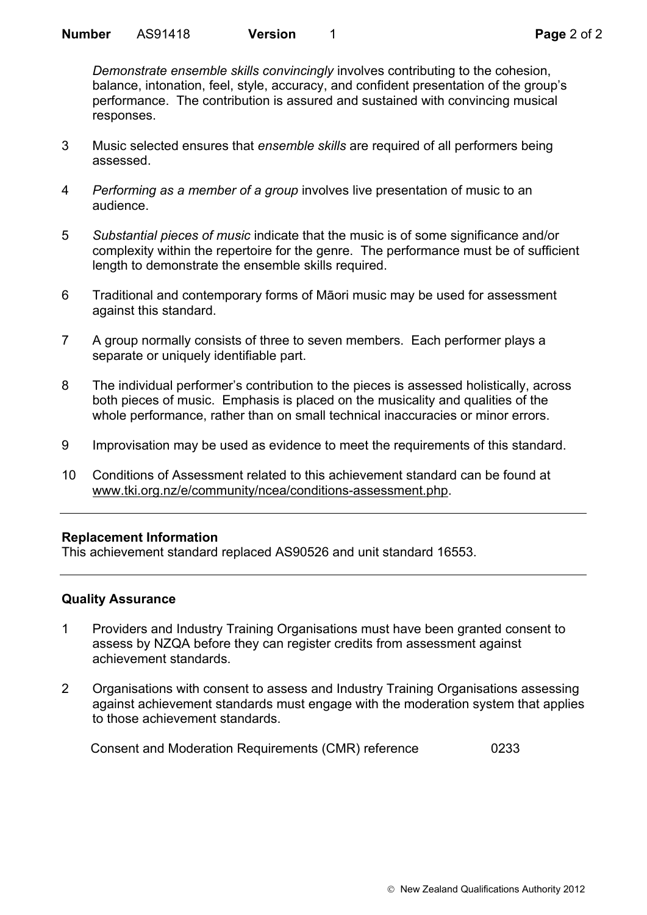*Demonstrate ensemble skills convincingly* involves contributing to the cohesion, balance, intonation, feel, style, accuracy, and confident presentation of the group's performance. The contribution is assured and sustained with convincing musical responses.

3 Music selected ensures that *ensemble skills* are required of all performers being assessed.

4 *Performing as a member of a group* involves live presentation of music to an audience.

5 *Substantial pieces of music* indicate that the music is of some significance and/or complexity within the repertoire for the genre. The performance must be of sufficient length to demonstrate the ensemble skills required.

6 Traditional and contemporary forms of Māori music may be used for assessment against this standard.

7 A group normally consists of three to seven members. Each performer plays a separate or uniquely identifiable part.

8 The individual performer's contribution to the pieces is assessed holistically, across both pieces of music. Emphasis is placed on the musicality and qualities of the whole performance, rather than on small technical inaccuracies or minor errors.

9 Improvisation may be used as evidence to meet the requirements of this standard.

10 Conditions of Assessment related to this achievement standard can be found at www.tki.org.nz/e/community/ncea/conditions-assessment.php.

---

**Replacement Information**

This achievement standard replaced AS90526 and unit standard 16553.

---

**Quality Assurance**

1 Providers and Industry Training Organisations must have been granted consent to assess by NZQA before they can register credits from assessment against achievement standards.

2 Organisations with consent to assess and Industry Training Organisations assessing against achievement standards must engage with the moderation system that applies to those achievement standards.

Consent and Moderation Requirements (CMR) reference 0233

© New Zealand Qualifications Authority 2012